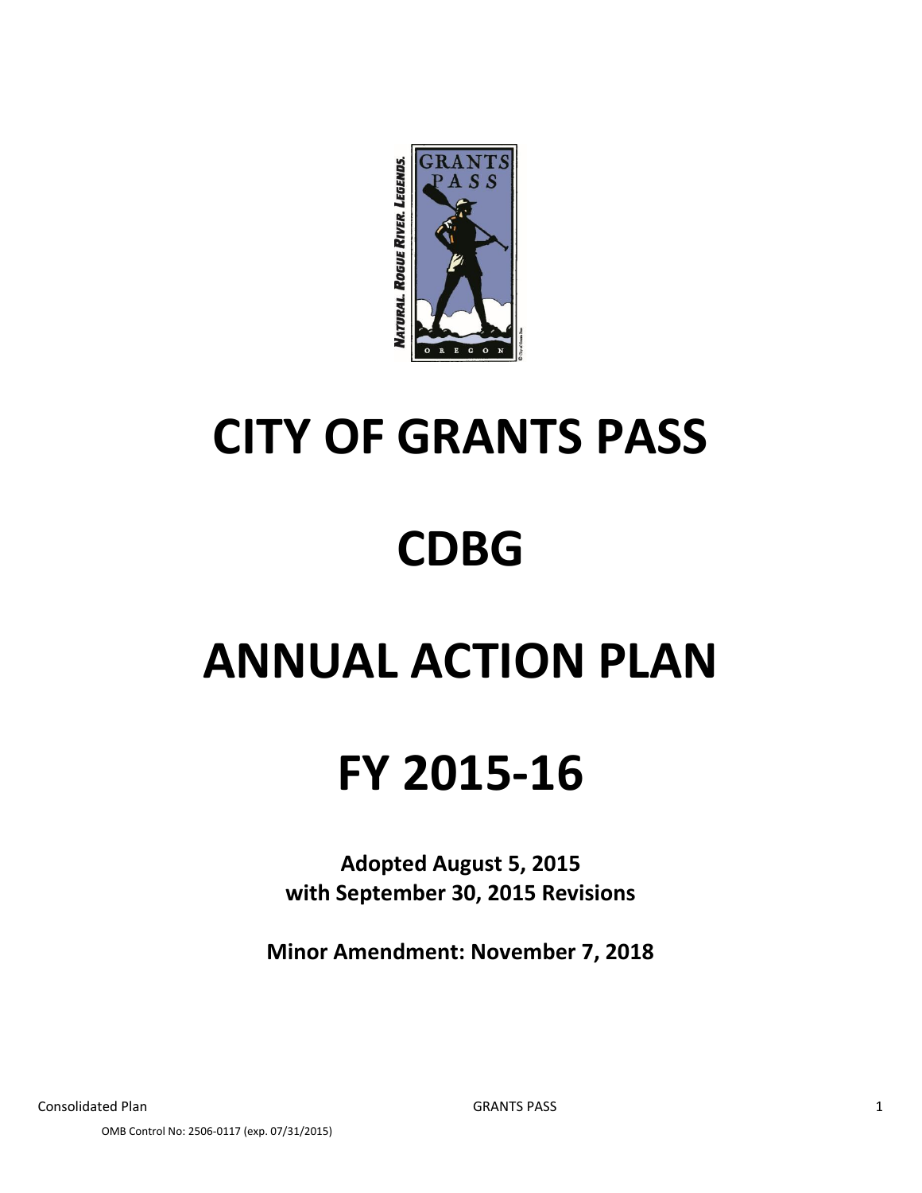# CITY OF GRANTS PASS

# CDBG

# ANNUAL ACTION PLAN

# FY 2015-16

**Adopted August 5, 2015**
**with September 30, 2015 Revisions**

**Minor Amendment: November 7, 2018**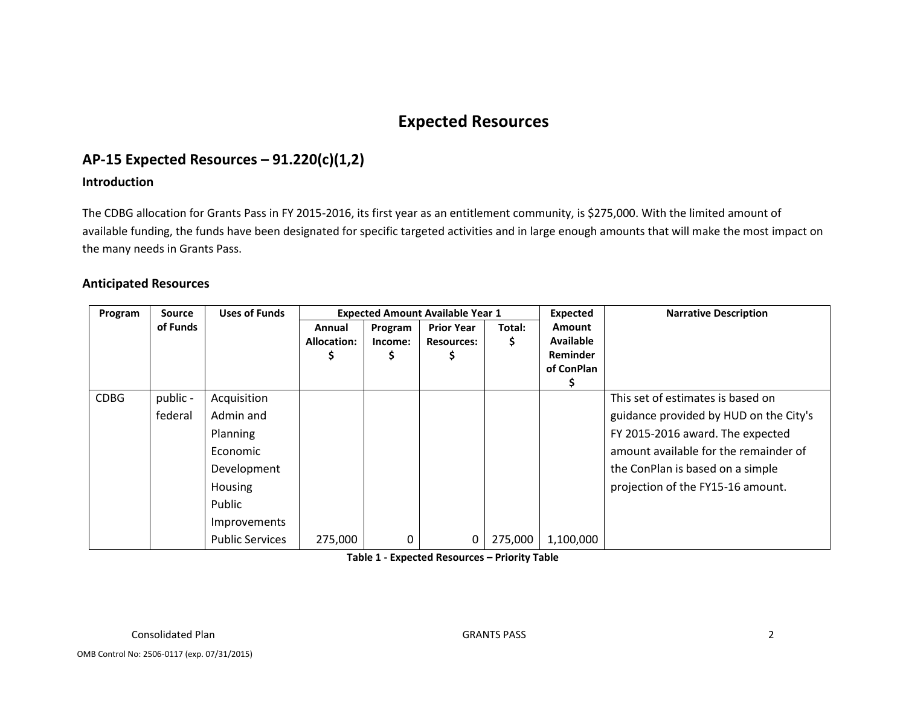# Expected Resources

## AP-15 Expected Resources – 91.220(c)(1,2)

### Introduction

The CDBG allocation for Grants Pass in FY 2015-2016, its first year as an entitlement community, is $275,000. With the limited amount of available funding, the funds have been designated for specific targeted activities and in large enough amounts that will make the most impact on the many needs in Grants Pass.

### Anticipated Resources

| Program | Source of Funds | Uses of Funds | Expected Amount Available Year 1 | | | | Expected Amount Available Reminder of ConPlan $ | Narrative Description |
|---|---|---|---|---|---|---|---|---|
| | | | Annual Allocation: $ | Program Income: $ | Prior Year Resources: $ | Total: $ | | |
| CDBG | public - federal | Acquisition<br>Admin and Planning<br>Economic Development<br>Housing<br>Public Improvements<br>Public Services | 275,000 | 0 | 0 | 275,000 | 1,100,000 | This set of estimates is based on guidance provided by HUD on the City's FY 2015-2016 award. The expected amount available for the remainder of the ConPlan is based on a simple projection of the FY15-16 amount. |

**Table 1 - Expected Resources – Priority Table**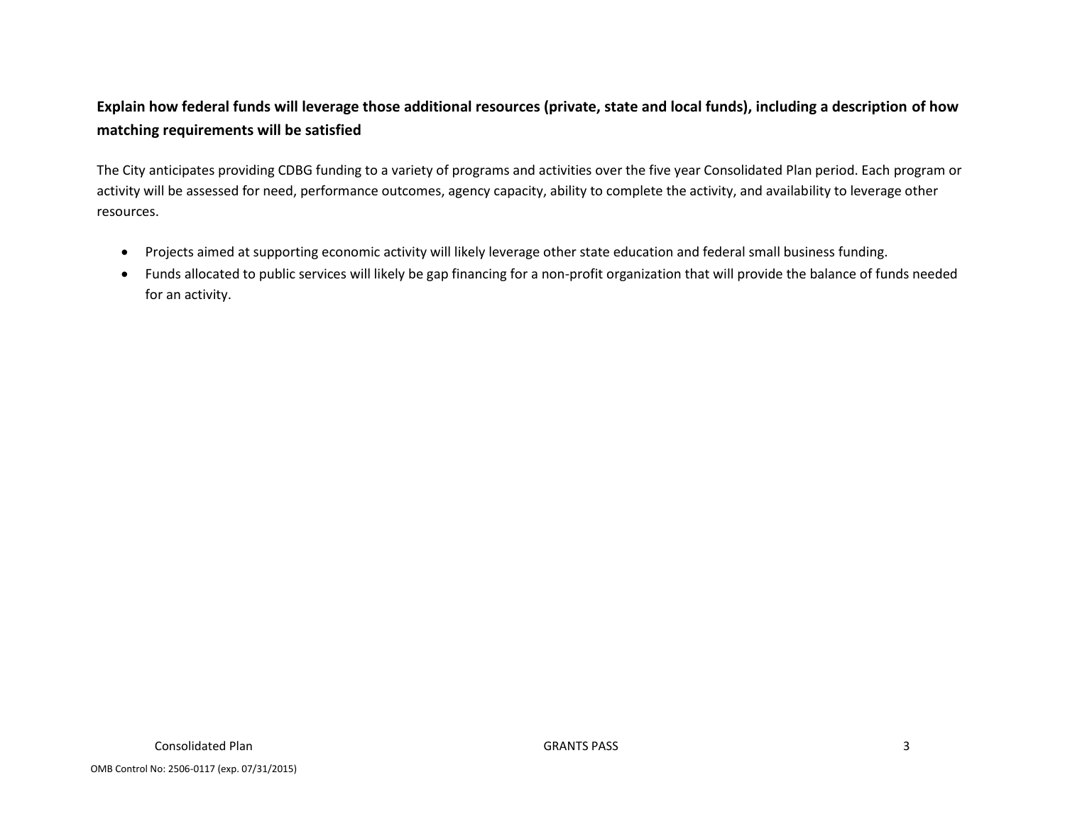**Explain how federal funds will leverage those additional resources (private, state and local funds), including a description of how matching requirements will be satisfied**

The City anticipates providing CDBG funding to a variety of programs and activities over the five year Consolidated Plan period. Each program or activity will be assessed for need, performance outcomes, agency capacity, ability to complete the activity, and availability to leverage other resources.

- Projects aimed at supporting economic activity will likely leverage other state education and federal small business funding.
- Funds allocated to public services will likely be gap financing for a non-profit organization that will provide the balance of funds needed for an activity.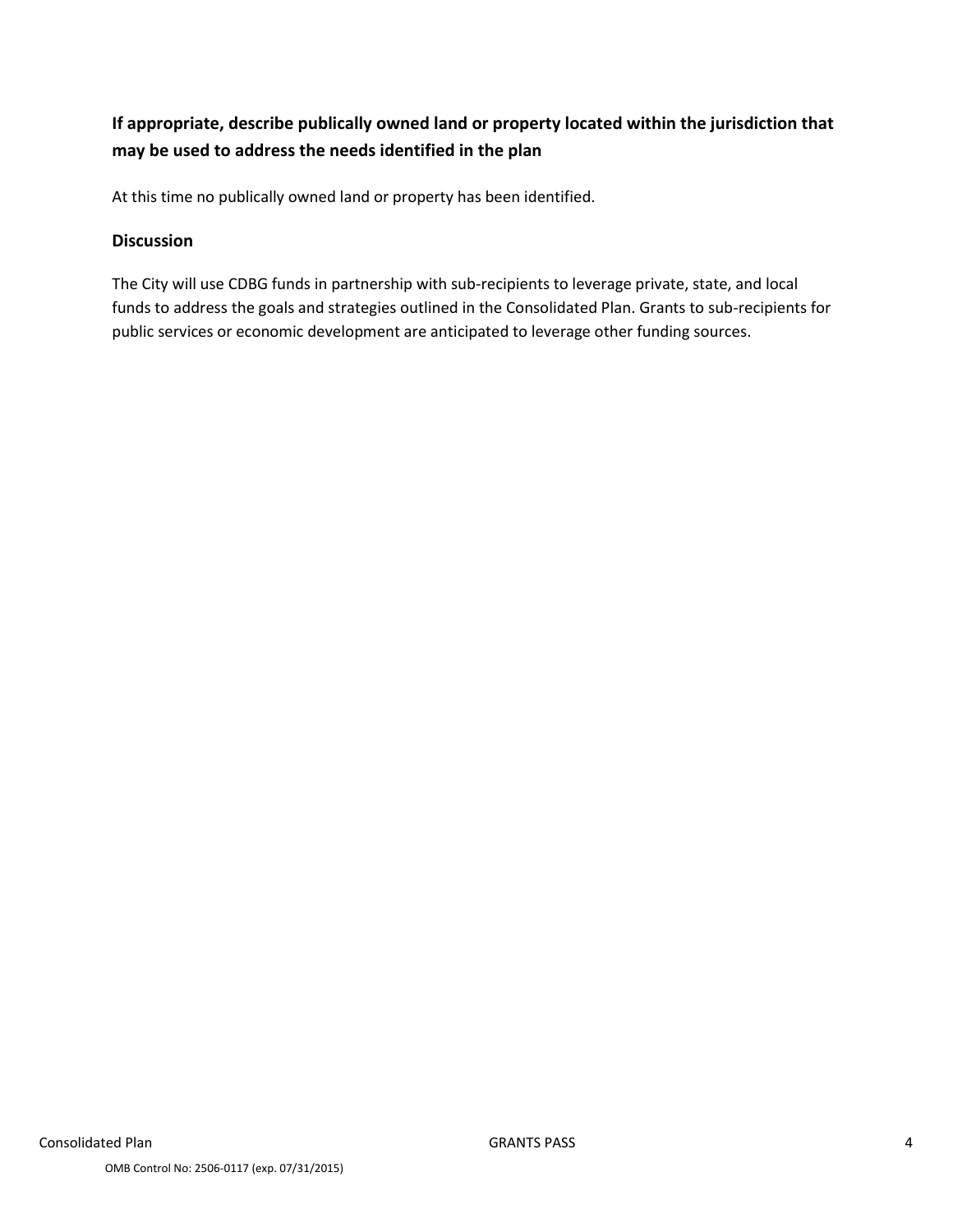**If appropriate, describe publically owned land or property located within the jurisdiction that may be used to address the needs identified in the plan**

At this time no publically owned land or property has been identified.

**Discussion**

The City will use CDBG funds in partnership with sub-recipients to leverage private, state, and local funds to address the goals and strategies outlined in the Consolidated Plan. Grants to sub-recipients for public services or economic development are anticipated to leverage other funding sources.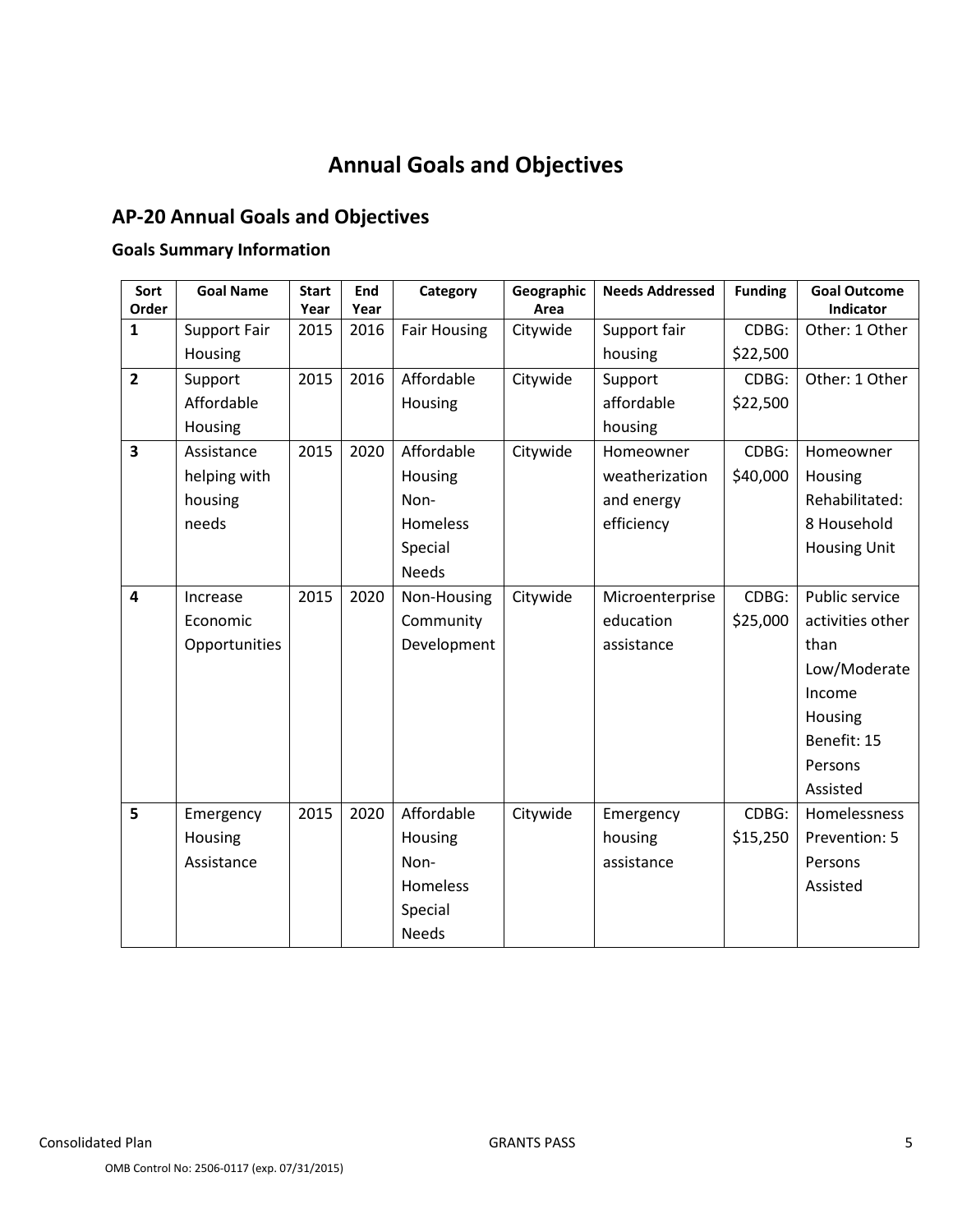# Annual Goals and Objectives

## AP-20 Annual Goals and Objectives

### Goals Summary Information

| Sort Order | Goal Name | Start Year | End Year | Category | Geographic Area | Needs Addressed | Funding | Goal Outcome Indicator |
|---|---|---|---|---|---|---|---|---|
| **1** | Support Fair Housing | 2015 | 2016 | Fair Housing | Citywide | Support fair housing | CDBG: $22,500 | Other: 1 Other |
| **2** | Support Affordable Housing | 2015 | 2016 | Affordable Housing | Citywide | Support affordable housing | CDBG: $22,500 | Other: 1 Other |
| **3** | Assistance helping with housing needs | 2015 | 2020 | Affordable Housing Non-Homeless Special Needs | Citywide | Homeowner weatherization and energy efficiency | CDBG: $40,000 | Homeowner Housing Rehabilitated: 8 Household Housing Unit |
| **4** | Increase Economic Opportunities | 2015 | 2020 | Non-Housing Community Development | Citywide | Microenterprise education assistance | CDBG: $25,000 | Public service activities other than Low/Moderate Income Housing Benefit: 15 Persons Assisted |
| **5** | Emergency Housing Assistance | 2015 | 2020 | Affordable Housing Non-Homeless Special Needs | Citywide | Emergency housing assistance | CDBG: $15,250 | Homelessness Prevention: 5 Persons Assisted |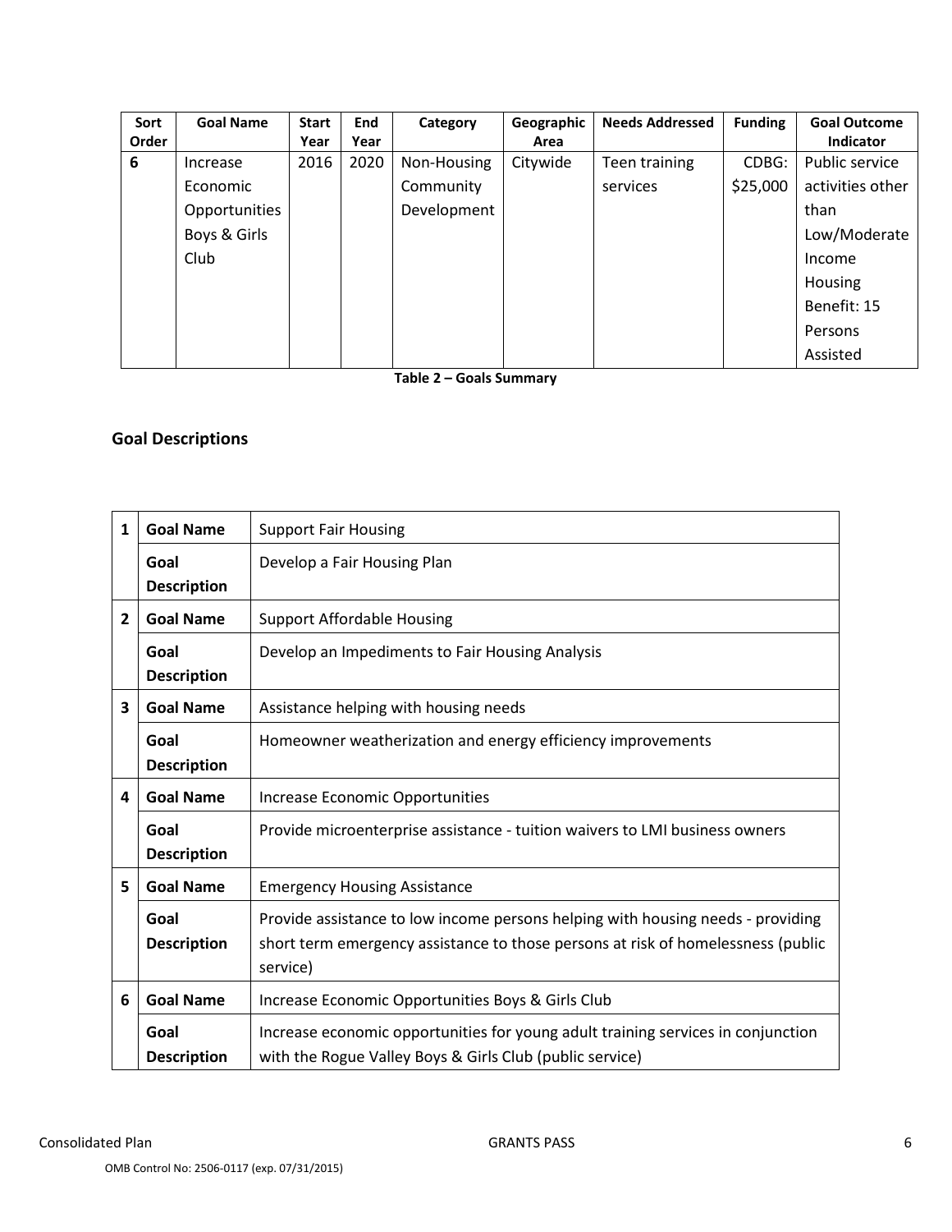| Sort Order | Goal Name | Start Year | End Year | Category | Geographic Area | Needs Addressed | Funding | Goal Outcome Indicator |
|---|---|---|---|---|---|---|---|---|
| 6 | Increase Economic Opportunities Boys & Girls Club | 2016 | 2020 | Non-Housing Community Development | Citywide | Teen training services | CDBG: $25,000 | Public service activities other than Low/Moderate Income Housing Benefit: 15 Persons Assisted |

**Table 2 – Goals Summary**

## Goal Descriptions

| | | |
|---|---|---|
| 1 | **Goal Name** | Support Fair Housing |
| | **Goal Description** | Develop a Fair Housing Plan |
| 2 | **Goal Name** | Support Affordable Housing |
| | **Goal Description** | Develop an Impediments to Fair Housing Analysis |
| 3 | **Goal Name** | Assistance helping with housing needs |
| | **Goal Description** | Homeowner weatherization and energy efficiency improvements |
| 4 | **Goal Name** | Increase Economic Opportunities |
| | **Goal Description** | Provide microenterprise assistance - tuition waivers to LMI business owners |
| 5 | **Goal Name** | Emergency Housing Assistance |
| | **Goal Description** | Provide assistance to low income persons helping with housing needs - providing short term emergency assistance to those persons at risk of homelessness (public service) |
| 6 | **Goal Name** | Increase Economic Opportunities Boys & Girls Club |
| | **Goal Description** | Increase economic opportunities for young adult training services in conjunction with the Rogue Valley Boys & Girls Club (public service) |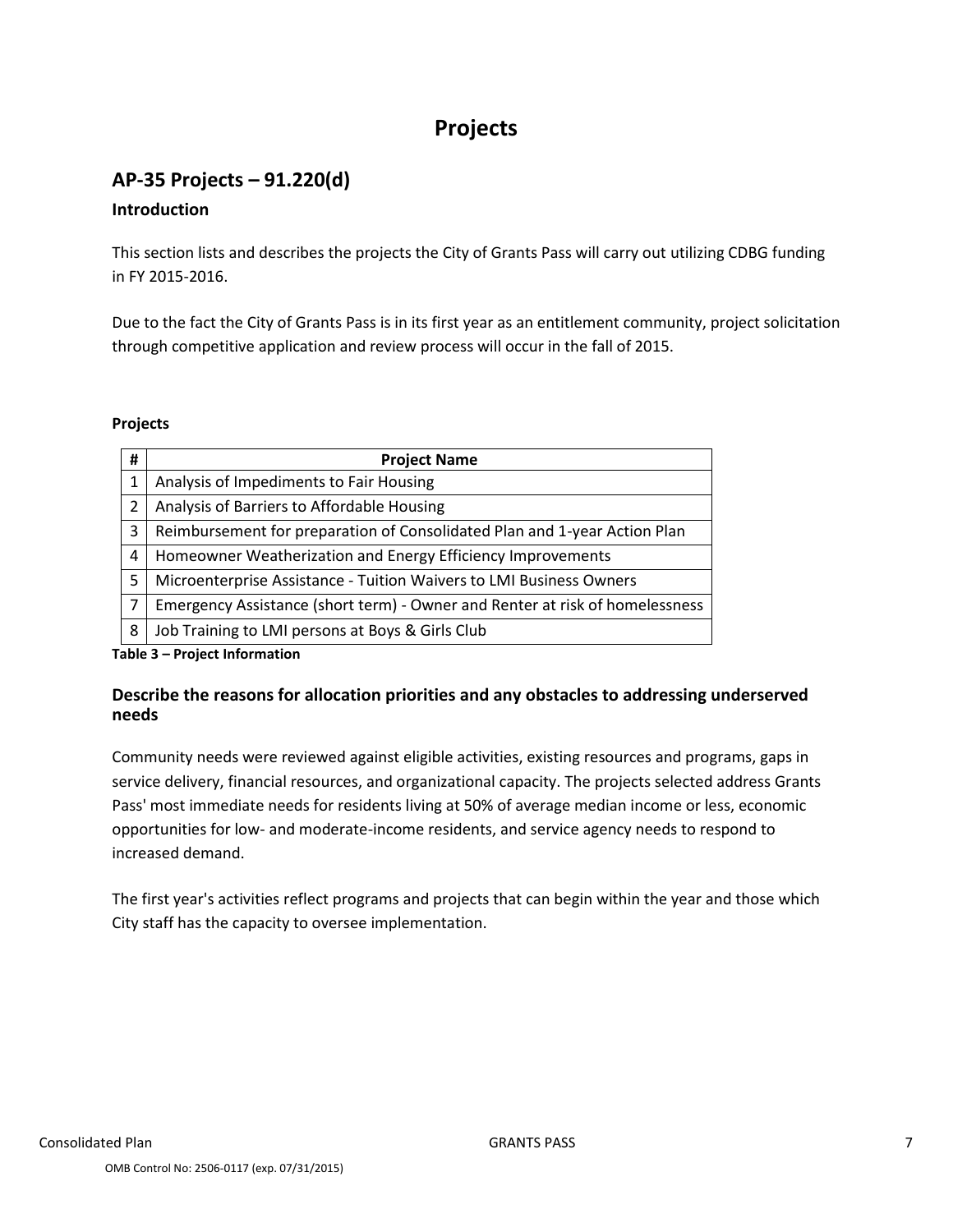# Projects

## AP-35 Projects – 91.220(d)

### Introduction

This section lists and describes the projects the City of Grants Pass will carry out utilizing CDBG funding in FY 2015-2016.

Due to the fact the City of Grants Pass is in its first year as an entitlement community, project solicitation through competitive application and review process will occur in the fall of 2015.

**Projects**

| # | Project Name |
|---|---|
| 1 | Analysis of Impediments to Fair Housing |
| 2 | Analysis of Barriers to Affordable Housing |
| 3 | Reimbursement for preparation of Consolidated Plan and 1-year Action Plan |
| 4 | Homeowner Weatherization and Energy Efficiency Improvements |
| 5 | Microenterprise Assistance - Tuition Waivers to LMI Business Owners |
| 7 | Emergency Assistance (short term) - Owner and Renter at risk of homelessness |
| 8 | Job Training to LMI persons at Boys & Girls Club |

**Table 3 – Project Information**

### Describe the reasons for allocation priorities and any obstacles to addressing underserved needs

Community needs were reviewed against eligible activities, existing resources and programs, gaps in service delivery, financial resources, and organizational capacity. The projects selected address Grants Pass' most immediate needs for residents living at 50% of average median income or less, economic opportunities for low- and moderate-income residents, and service agency needs to respond to increased demand.

The first year's activities reflect programs and projects that can begin within the year and those which City staff has the capacity to oversee implementation.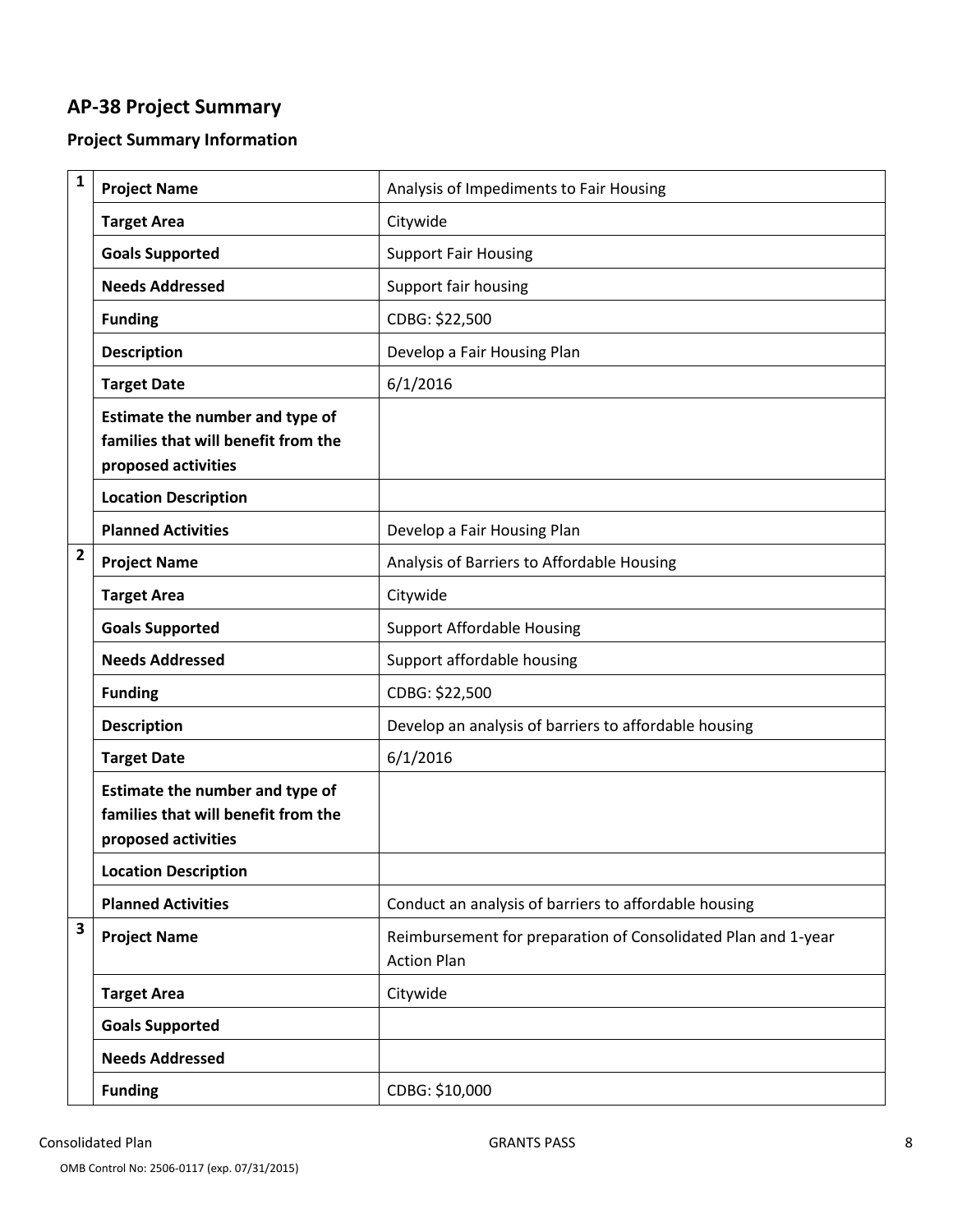## AP-38 Project Summary

### Project Summary Information

| # | Field | Value |
|---|---|---|
| 1 | **Project Name** | Analysis of Impediments to Fair Housing |
| | **Target Area** | Citywide |
| | **Goals Supported** | Support Fair Housing |
| | **Needs Addressed** | Support fair housing |
| | **Funding** | CDBG: $22,500 |
| | **Description** | Develop a Fair Housing Plan |
| | **Target Date** | 6/1/2016 |
| | **Estimate the number and type of families that will benefit from the proposed activities** | |
| | **Location Description** | |
| | **Planned Activities** | Develop a Fair Housing Plan |
| 2 | **Project Name** | Analysis of Barriers to Affordable Housing |
| | **Target Area** | Citywide |
| | **Goals Supported** | Support Affordable Housing |
| | **Needs Addressed** | Support affordable housing |
| | **Funding** | CDBG: $22,500 |
| | **Description** | Develop an analysis of barriers to affordable housing |
| | **Target Date** | 6/1/2016 |
| | **Estimate the number and type of families that will benefit from the proposed activities** | |
| | **Location Description** | |
| | **Planned Activities** | Conduct an analysis of barriers to affordable housing |
| 3 | **Project Name** | Reimbursement for preparation of Consolidated Plan and 1-year Action Plan |
| | **Target Area** | Citywide |
| | **Goals Supported** | |
| | **Needs Addressed** | |
| | **Funding** | CDBG: $10,000 |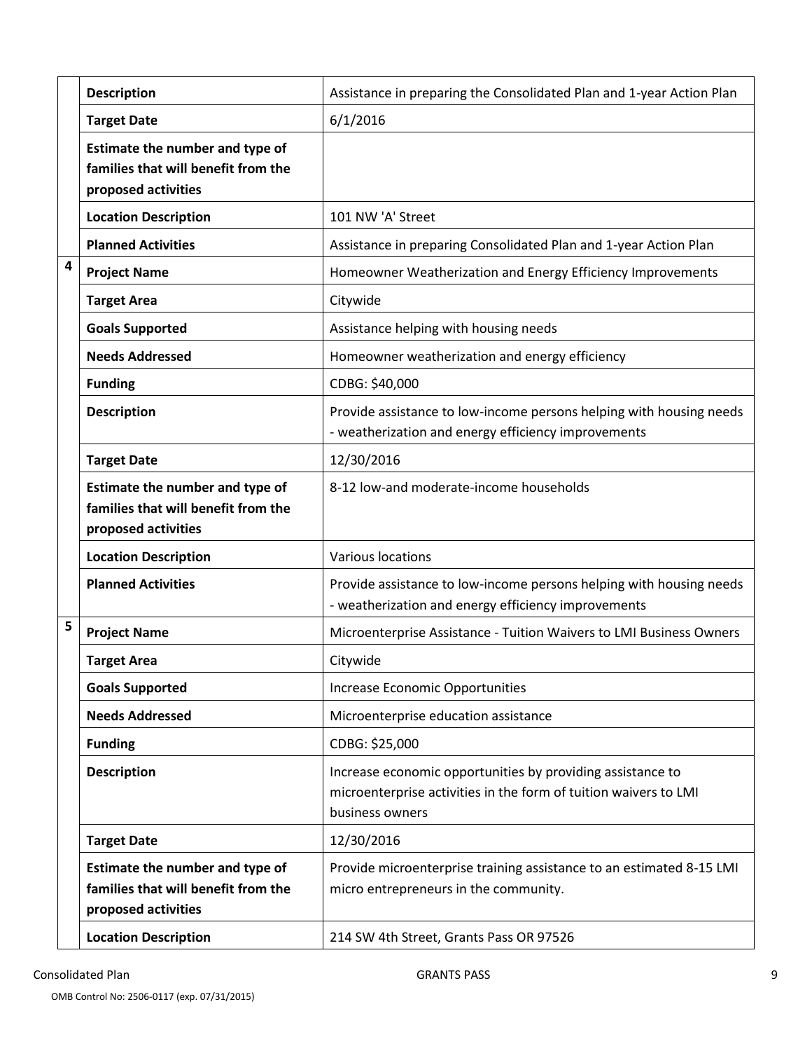| | | |
|---|---|---|
| | **Description** | Assistance in preparing the Consolidated Plan and 1-year Action Plan |
| | **Target Date** | 6/1/2016 |
| | **Estimate the number and type of families that will benefit from the proposed activities** | |
| | **Location Description** | 101 NW 'A' Street |
| | **Planned Activities** | Assistance in preparing Consolidated Plan and 1-year Action Plan |
| **4** | **Project Name** | Homeowner Weatherization and Energy Efficiency Improvements |
| | **Target Area** | Citywide |
| | **Goals Supported** | Assistance helping with housing needs |
| | **Needs Addressed** | Homeowner weatherization and energy efficiency |
| | **Funding** | CDBG: $40,000 |
| | **Description** | Provide assistance to low-income persons helping with housing needs - weatherization and energy efficiency improvements |
| | **Target Date** | 12/30/2016 |
| | **Estimate the number and type of families that will benefit from the proposed activities** | 8-12 low-and moderate-income households |
| | **Location Description** | Various locations |
| | **Planned Activities** | Provide assistance to low-income persons helping with housing needs - weatherization and energy efficiency improvements |
| **5** | **Project Name** | Microenterprise Assistance - Tuition Waivers to LMI Business Owners |
| | **Target Area** | Citywide |
| | **Goals Supported** | Increase Economic Opportunities |
| | **Needs Addressed** | Microenterprise education assistance |
| | **Funding** | CDBG: $25,000 |
| | **Description** | Increase economic opportunities by providing assistance to microenterprise activities in the form of tuition waivers to LMI business owners |
| | **Target Date** | 12/30/2016 |
| | **Estimate the number and type of families that will benefit from the proposed activities** | Provide microenterprise training assistance to an estimated 8-15 LMI micro entrepreneurs in the community. |
| | **Location Description** | 214 SW 4th Street, Grants Pass OR 97526 |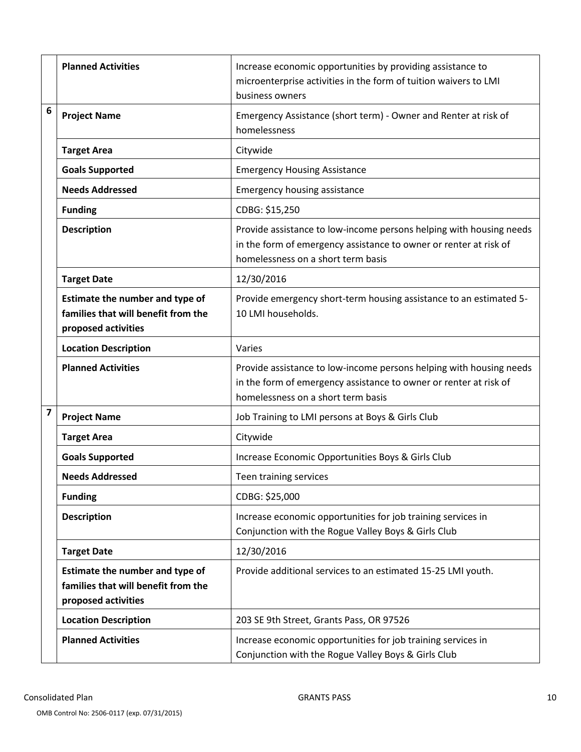| | | |
|---|---|---|
| | **Planned Activities** | Increase economic opportunities by providing assistance to microenterprise activities in the form of tuition waivers to LMI business owners |
| 6 | **Project Name** | Emergency Assistance (short term) - Owner and Renter at risk of homelessness |
| | **Target Area** | Citywide |
| | **Goals Supported** | Emergency Housing Assistance |
| | **Needs Addressed** | Emergency housing assistance |
| | **Funding** | CDBG: $15,250 |
| | **Description** | Provide assistance to low-income persons helping with housing needs in the form of emergency assistance to owner or renter at risk of homelessness on a short term basis |
| | **Target Date** | 12/30/2016 |
| | **Estimate the number and type of families that will benefit from the proposed activities** | Provide emergency short-term housing assistance to an estimated 5-10 LMI households. |
| | **Location Description** | Varies |
| | **Planned Activities** | Provide assistance to low-income persons helping with housing needs in the form of emergency assistance to owner or renter at risk of homelessness on a short term basis |
| 7 | **Project Name** | Job Training to LMI persons at Boys & Girls Club |
| | **Target Area** | Citywide |
| | **Goals Supported** | Increase Economic Opportunities Boys & Girls Club |
| | **Needs Addressed** | Teen training services |
| | **Funding** | CDBG: $25,000 |
| | **Description** | Increase economic opportunities for job training services in Conjunction with the Rogue Valley Boys & Girls Club |
| | **Target Date** | 12/30/2016 |
| | **Estimate the number and type of families that will benefit from the proposed activities** | Provide additional services to an estimated 15-25 LMI youth. |
| | **Location Description** | 203 SE 9th Street, Grants Pass, OR 97526 |
| | **Planned Activities** | Increase economic opportunities for job training services in Conjunction with the Rogue Valley Boys & Girls Club |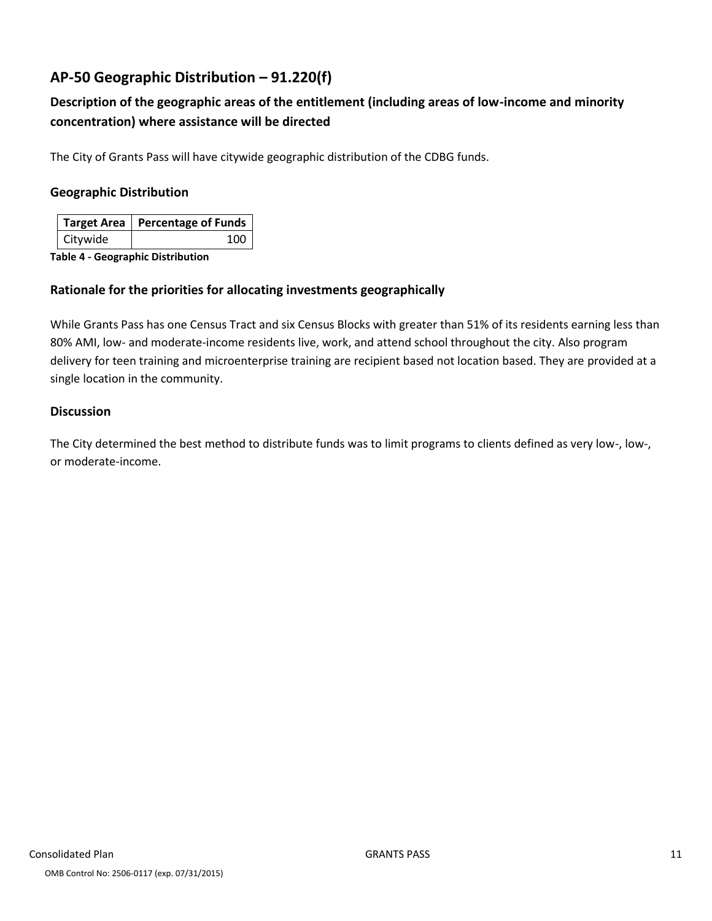## AP-50 Geographic Distribution – 91.220(f)

### Description of the geographic areas of the entitlement (including areas of low-income and minority concentration) where assistance will be directed

The City of Grants Pass will have citywide geographic distribution of the CDBG funds.

#### Geographic Distribution

| Target Area | Percentage of Funds |
|---|---|
| Citywide | 100 |

**Table 4 - Geographic Distribution**

#### Rationale for the priorities for allocating investments geographically

While Grants Pass has one Census Tract and six Census Blocks with greater than 51% of its residents earning less than 80% AMI, low- and moderate-income residents live, work, and attend school throughout the city. Also program delivery for teen training and microenterprise training are recipient based not location based. They are provided at a single location in the community.

#### Discussion

The City determined the best method to distribute funds was to limit programs to clients defined as very low-, low-, or moderate-income.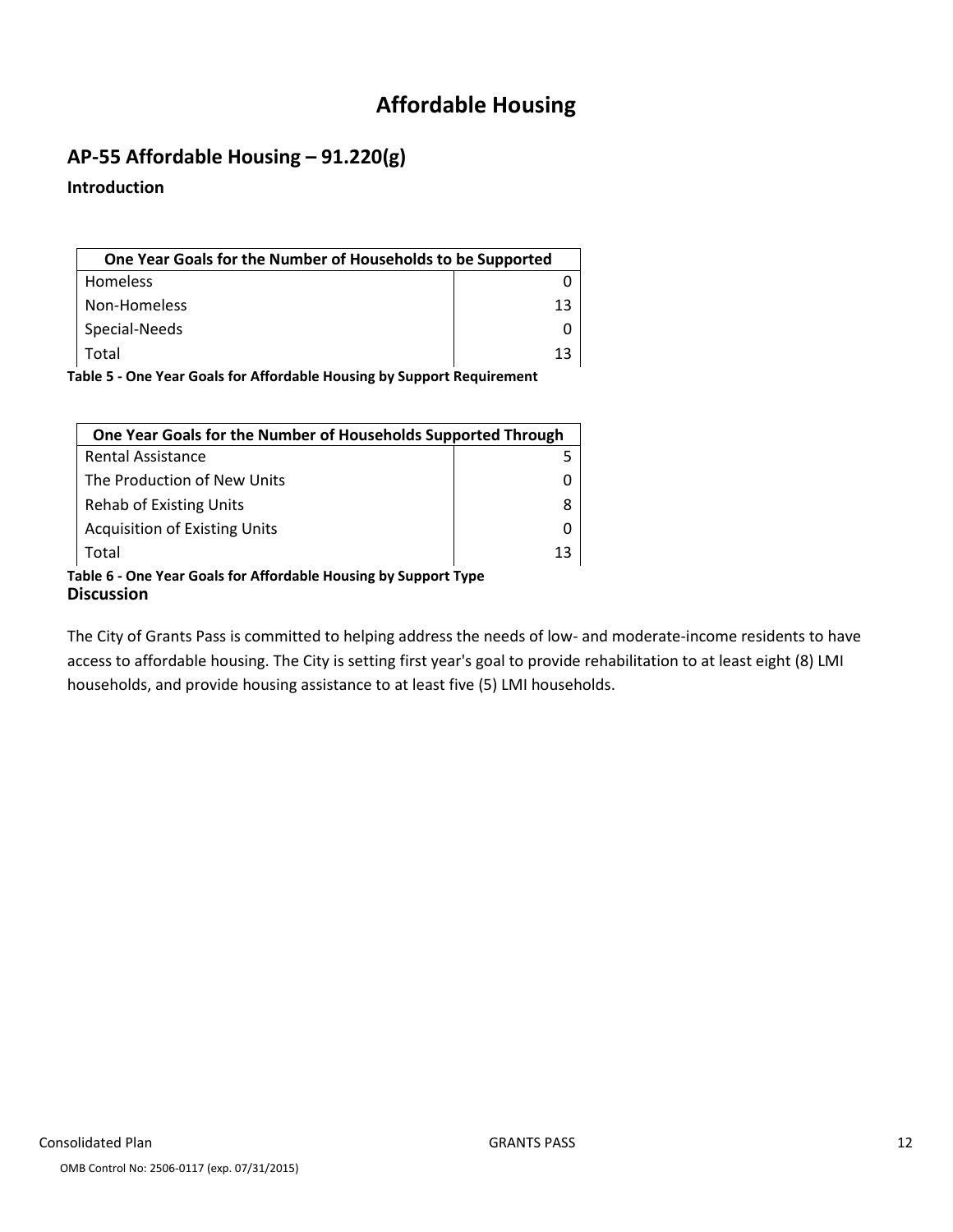# Affordable Housing

## AP-55 Affordable Housing – 91.220(g)

### Introduction

| One Year Goals for the Number of Households to be Supported | |
|---|---|
| Homeless | 0 |
| Non-Homeless | 13 |
| Special-Needs | 0 |
| Total | 13 |

**Table 5 - One Year Goals for Affordable Housing by Support Requirement**

| One Year Goals for the Number of Households Supported Through | |
|---|---|
| Rental Assistance | 5 |
| The Production of New Units | 0 |
| Rehab of Existing Units | 8 |
| Acquisition of Existing Units | 0 |
| Total | 13 |

**Table 6 - One Year Goals for Affordable Housing by Support Type**

### Discussion

The City of Grants Pass is committed to helping address the needs of low- and moderate-income residents to have access to affordable housing. The City is setting first year's goal to provide rehabilitation to at least eight (8) LMI households, and provide housing assistance to at least five (5) LMI households.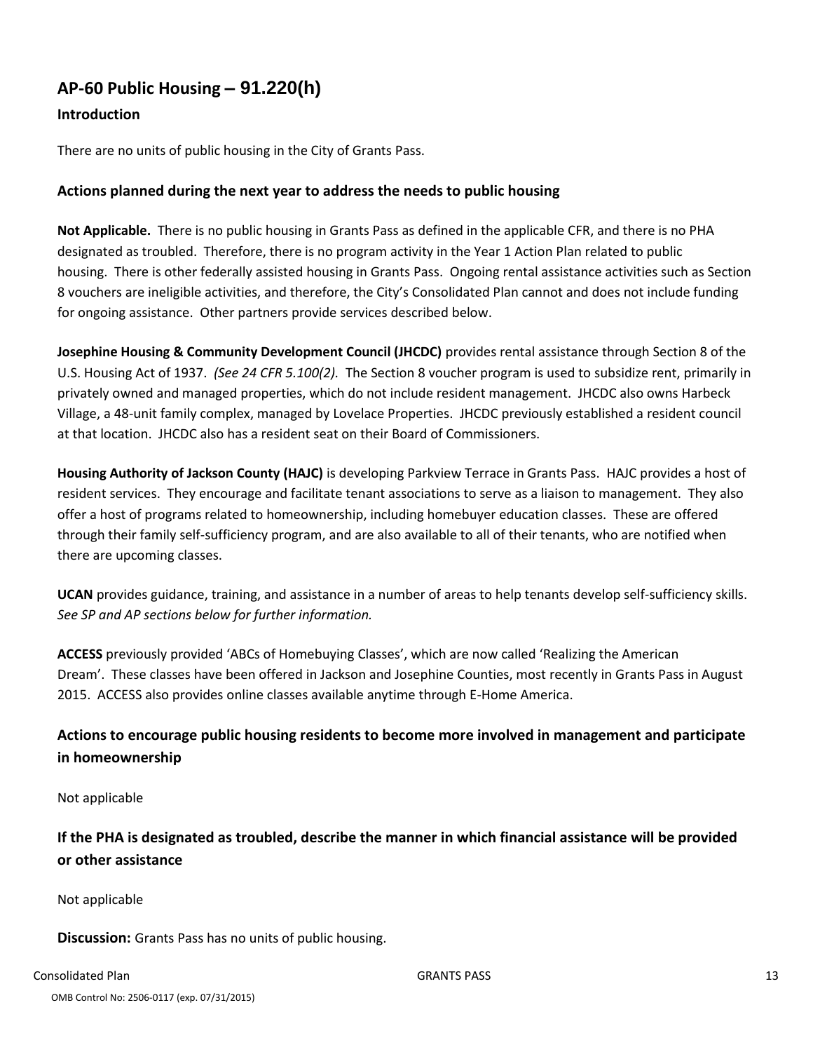## AP-60 Public Housing – 91.220(h)

### Introduction

There are no units of public housing in the City of Grants Pass.

### Actions planned during the next year to address the needs to public housing

**Not Applicable.** There is no public housing in Grants Pass as defined in the applicable CFR, and there is no PHA designated as troubled. Therefore, there is no program activity in the Year 1 Action Plan related to public housing. There is other federally assisted housing in Grants Pass. Ongoing rental assistance activities such as Section 8 vouchers are ineligible activities, and therefore, the City's Consolidated Plan cannot and does not include funding for ongoing assistance. Other partners provide services described below.

**Josephine Housing & Community Development Council (JHCDC)** provides rental assistance through Section 8 of the U.S. Housing Act of 1937. *(See 24 CFR 5.100(2).* The Section 8 voucher program is used to subsidize rent, primarily in privately owned and managed properties, which do not include resident management. JHCDC also owns Harbeck Village, a 48-unit family complex, managed by Lovelace Properties. JHCDC previously established a resident council at that location. JHCDC also has a resident seat on their Board of Commissioners.

**Housing Authority of Jackson County (HAJC)** is developing Parkview Terrace in Grants Pass. HAJC provides a host of resident services. They encourage and facilitate tenant associations to serve as a liaison to management. They also offer a host of programs related to homeownership, including homebuyer education classes. These are offered through their family self-sufficiency program, and are also available to all of their tenants, who are notified when there are upcoming classes.

**UCAN** provides guidance, training, and assistance in a number of areas to help tenants develop self-sufficiency skills. *See SP and AP sections below for further information.*

**ACCESS** previously provided 'ABCs of Homebuying Classes', which are now called 'Realizing the American Dream'. These classes have been offered in Jackson and Josephine Counties, most recently in Grants Pass in August 2015. ACCESS also provides online classes available anytime through E-Home America.

### Actions to encourage public housing residents to become more involved in management and participate in homeownership

Not applicable

### If the PHA is designated as troubled, describe the manner in which financial assistance will be provided or other assistance

Not applicable

**Discussion:** Grants Pass has no units of public housing.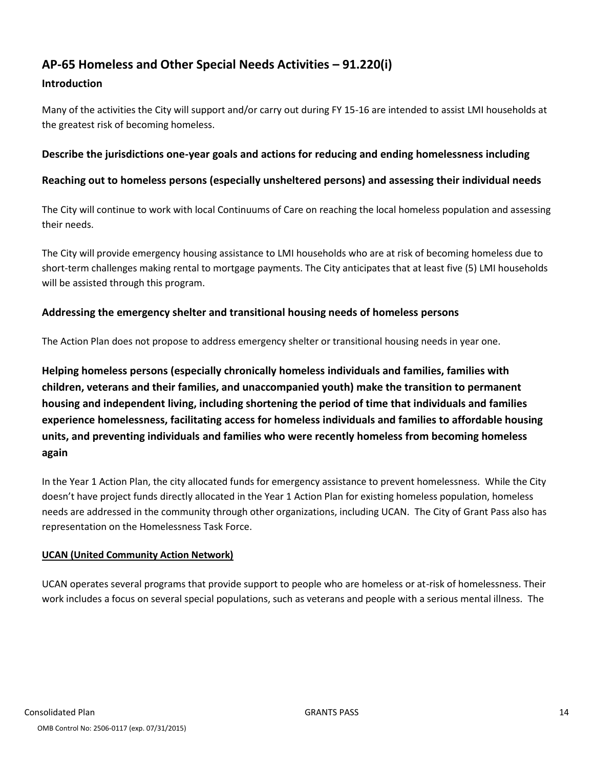## AP-65 Homeless and Other Special Needs Activities – 91.220(i)

### Introduction

Many of the activities the City will support and/or carry out during FY 15-16 are intended to assist LMI households at the greatest risk of becoming homeless.

### Describe the jurisdictions one-year goals and actions for reducing and ending homelessness including

### Reaching out to homeless persons (especially unsheltered persons) and assessing their individual needs

The City will continue to work with local Continuums of Care on reaching the local homeless population and assessing their needs.

The City will provide emergency housing assistance to LMI households who are at risk of becoming homeless due to short-term challenges making rental to mortgage payments. The City anticipates that at least five (5) LMI households will be assisted through this program.

### Addressing the emergency shelter and transitional housing needs of homeless persons

The Action Plan does not propose to address emergency shelter or transitional housing needs in year one.

### Helping homeless persons (especially chronically homeless individuals and families, families with children, veterans and their families, and unaccompanied youth) make the transition to permanent housing and independent living, including shortening the period of time that individuals and families experience homelessness, facilitating access for homeless individuals and families to affordable housing units, and preventing individuals and families who were recently homeless from becoming homeless again

In the Year 1 Action Plan, the city allocated funds for emergency assistance to prevent homelessness. While the City doesn't have project funds directly allocated in the Year 1 Action Plan for existing homeless population, homeless needs are addressed in the community through other organizations, including UCAN. The City of Grant Pass also has representation on the Homelessness Task Force.

**UCAN (United Community Action Network)**

UCAN operates several programs that provide support to people who are homeless or at-risk of homelessness. Their work includes a focus on several special populations, such as veterans and people with a serious mental illness. The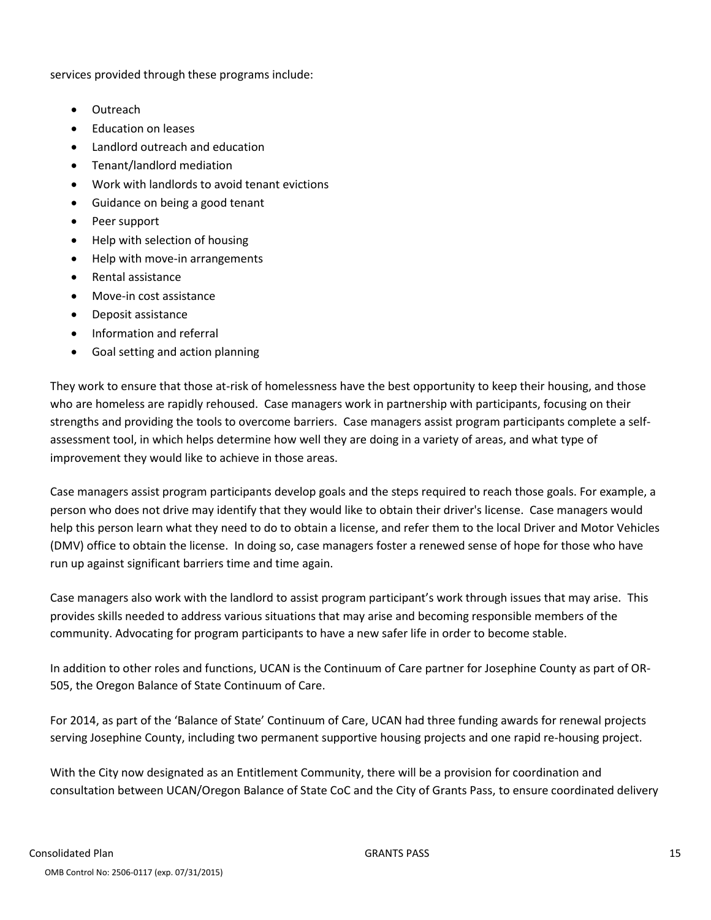services provided through these programs include:

- Outreach
- Education on leases
- Landlord outreach and education
- Tenant/landlord mediation
- Work with landlords to avoid tenant evictions
- Guidance on being a good tenant
- Peer support
- Help with selection of housing
- Help with move-in arrangements
- Rental assistance
- Move-in cost assistance
- Deposit assistance
- Information and referral
- Goal setting and action planning

They work to ensure that those at-risk of homelessness have the best opportunity to keep their housing, and those who are homeless are rapidly rehoused. Case managers work in partnership with participants, focusing on their strengths and providing the tools to overcome barriers. Case managers assist program participants complete a self-assessment tool, in which helps determine how well they are doing in a variety of areas, and what type of improvement they would like to achieve in those areas.

Case managers assist program participants develop goals and the steps required to reach those goals. For example, a person who does not drive may identify that they would like to obtain their driver's license. Case managers would help this person learn what they need to do to obtain a license, and refer them to the local Driver and Motor Vehicles (DMV) office to obtain the license. In doing so, case managers foster a renewed sense of hope for those who have run up against significant barriers time and time again.

Case managers also work with the landlord to assist program participant's work through issues that may arise. This provides skills needed to address various situations that may arise and becoming responsible members of the community. Advocating for program participants to have a new safer life in order to become stable.

In addition to other roles and functions, UCAN is the Continuum of Care partner for Josephine County as part of OR-505, the Oregon Balance of State Continuum of Care.

For 2014, as part of the 'Balance of State' Continuum of Care, UCAN had three funding awards for renewal projects serving Josephine County, including two permanent supportive housing projects and one rapid re-housing project.

With the City now designated as an Entitlement Community, there will be a provision for coordination and consultation between UCAN/Oregon Balance of State CoC and the City of Grants Pass, to ensure coordinated delivery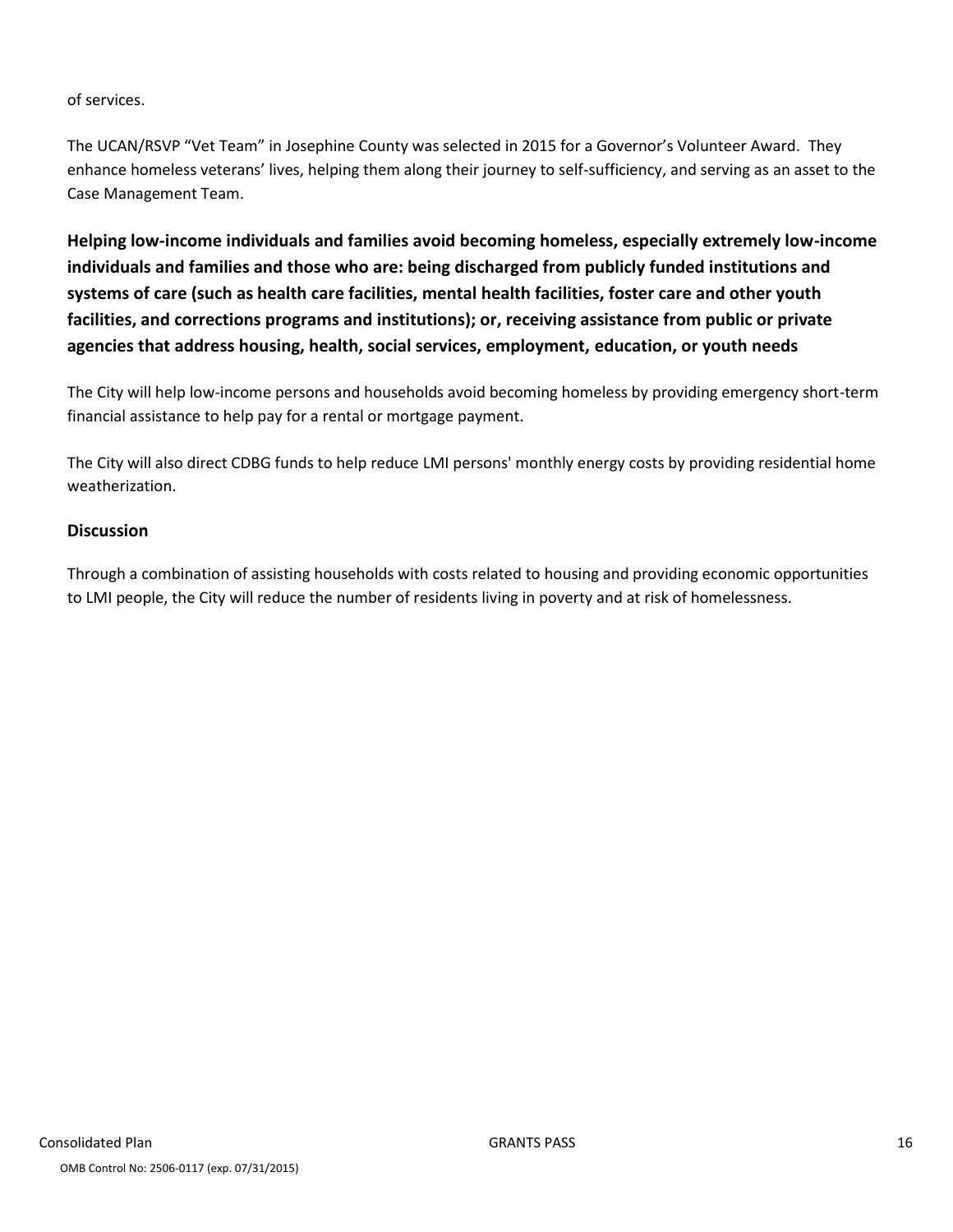of services.

The UCAN/RSVP "Vet Team" in Josephine County was selected in 2015 for a Governor's Volunteer Award. They enhance homeless veterans' lives, helping them along their journey to self-sufficiency, and serving as an asset to the Case Management Team.

**Helping low-income individuals and families avoid becoming homeless, especially extremely low-income individuals and families and those who are: being discharged from publicly funded institutions and systems of care (such as health care facilities, mental health facilities, foster care and other youth facilities, and corrections programs and institutions); or, receiving assistance from public or private agencies that address housing, health, social services, employment, education, or youth needs**

The City will help low-income persons and households avoid becoming homeless by providing emergency short-term financial assistance to help pay for a rental or mortgage payment.

The City will also direct CDBG funds to help reduce LMI persons' monthly energy costs by providing residential home weatherization.

**Discussion**

Through a combination of assisting households with costs related to housing and providing economic opportunities to LMI people, the City will reduce the number of residents living in poverty and at risk of homelessness.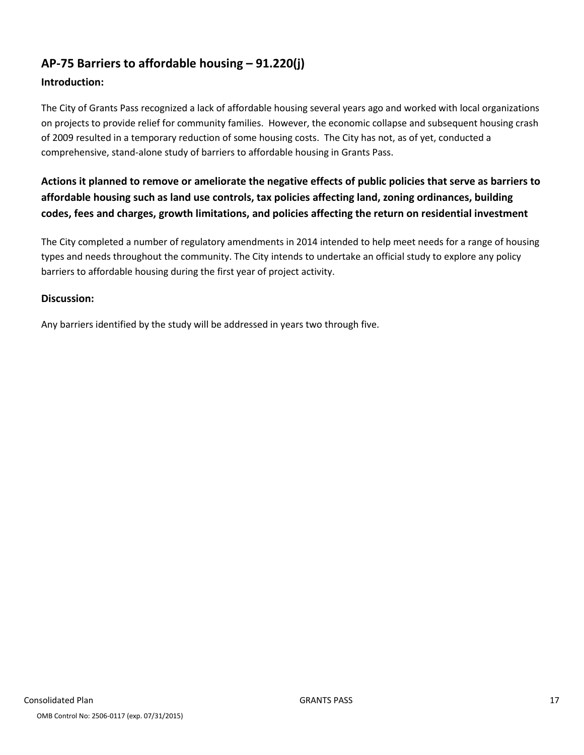## AP-75 Barriers to affordable housing – 91.220(j)

### Introduction:

The City of Grants Pass recognized a lack of affordable housing several years ago and worked with local organizations on projects to provide relief for community families. However, the economic collapse and subsequent housing crash of 2009 resulted in a temporary reduction of some housing costs. The City has not, as of yet, conducted a comprehensive, stand-alone study of barriers to affordable housing in Grants Pass.

### Actions it planned to remove or ameliorate the negative effects of public policies that serve as barriers to affordable housing such as land use controls, tax policies affecting land, zoning ordinances, building codes, fees and charges, growth limitations, and policies affecting the return on residential investment

The City completed a number of regulatory amendments in 2014 intended to help meet needs for a range of housing types and needs throughout the community. The City intends to undertake an official study to explore any policy barriers to affordable housing during the first year of project activity.

### Discussion:

Any barriers identified by the study will be addressed in years two through five.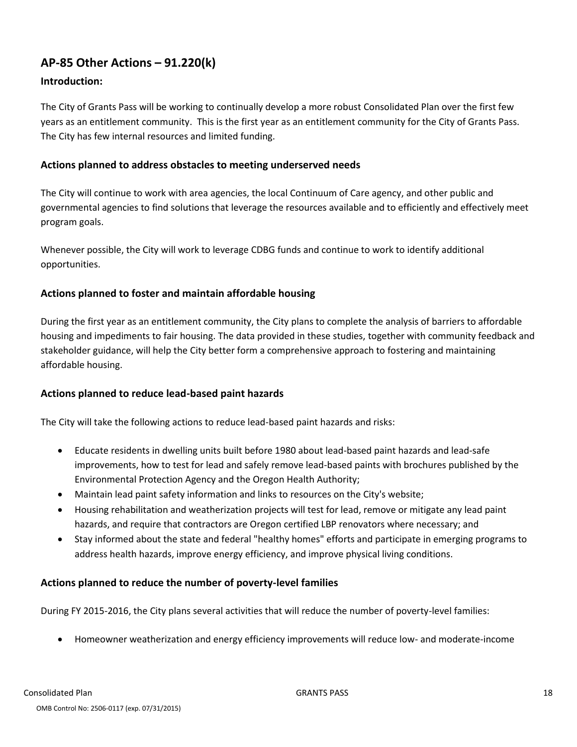## AP-85 Other Actions – 91.220(k)

### Introduction:

The City of Grants Pass will be working to continually develop a more robust Consolidated Plan over the first few years as an entitlement community. This is the first year as an entitlement community for the City of Grants Pass. The City has few internal resources and limited funding.

### Actions planned to address obstacles to meeting underserved needs

The City will continue to work with area agencies, the local Continuum of Care agency, and other public and governmental agencies to find solutions that leverage the resources available and to efficiently and effectively meet program goals.

Whenever possible, the City will work to leverage CDBG funds and continue to work to identify additional opportunities.

### Actions planned to foster and maintain affordable housing

During the first year as an entitlement community, the City plans to complete the analysis of barriers to affordable housing and impediments to fair housing. The data provided in these studies, together with community feedback and stakeholder guidance, will help the City better form a comprehensive approach to fostering and maintaining affordable housing.

### Actions planned to reduce lead-based paint hazards

The City will take the following actions to reduce lead-based paint hazards and risks:

- Educate residents in dwelling units built before 1980 about lead-based paint hazards and lead-safe improvements, how to test for lead and safely remove lead-based paints with brochures published by the Environmental Protection Agency and the Oregon Health Authority;
- Maintain lead paint safety information and links to resources on the City's website;
- Housing rehabilitation and weatherization projects will test for lead, remove or mitigate any lead paint hazards, and require that contractors are Oregon certified LBP renovators where necessary; and
- Stay informed about the state and federal "healthy homes" efforts and participate in emerging programs to address health hazards, improve energy efficiency, and improve physical living conditions.

### Actions planned to reduce the number of poverty-level families

During FY 2015-2016, the City plans several activities that will reduce the number of poverty-level families:

- Homeowner weatherization and energy efficiency improvements will reduce low- and moderate-income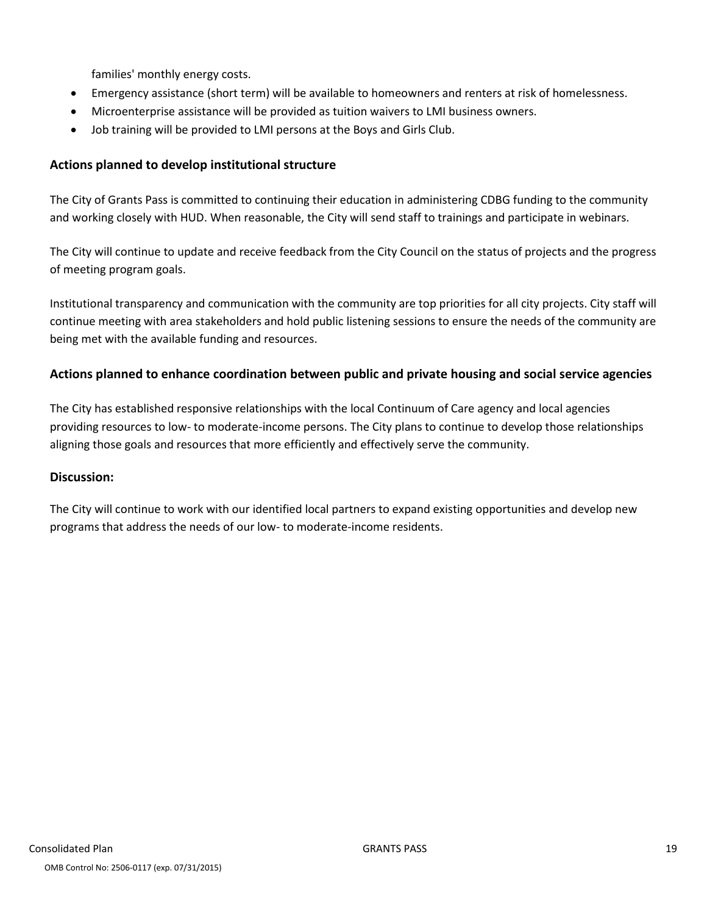families' monthly energy costs.

- Emergency assistance (short term) will be available to homeowners and renters at risk of homelessness.
- Microenterprise assistance will be provided as tuition waivers to LMI business owners.
- Job training will be provided to LMI persons at the Boys and Girls Club.

### Actions planned to develop institutional structure

The City of Grants Pass is committed to continuing their education in administering CDBG funding to the community and working closely with HUD. When reasonable, the City will send staff to trainings and participate in webinars.

The City will continue to update and receive feedback from the City Council on the status of projects and the progress of meeting program goals.

Institutional transparency and communication with the community are top priorities for all city projects. City staff will continue meeting with area stakeholders and hold public listening sessions to ensure the needs of the community are being met with the available funding and resources.

### Actions planned to enhance coordination between public and private housing and social service agencies

The City has established responsive relationships with the local Continuum of Care agency and local agencies providing resources to low- to moderate-income persons. The City plans to continue to develop those relationships aligning those goals and resources that more efficiently and effectively serve the community.

### Discussion:

The City will continue to work with our identified local partners to expand existing opportunities and develop new programs that address the needs of our low- to moderate-income residents.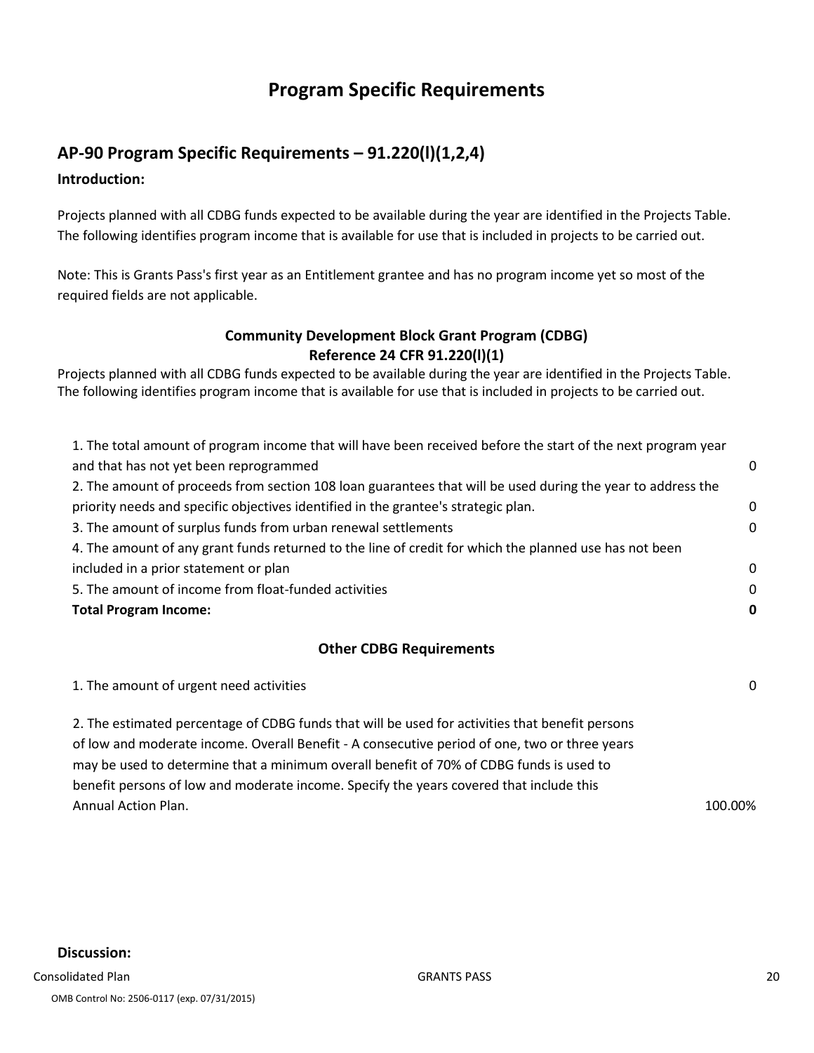# Program Specific Requirements

## AP-90 Program Specific Requirements – 91.220(l)(1,2,4)

### Introduction:

Projects planned with all CDBG funds expected to be available during the year are identified in the Projects Table. The following identifies program income that is available for use that is included in projects to be carried out.

Note: This is Grants Pass's first year as an Entitlement grantee and has no program income yet so most of the required fields are not applicable.

### Community Development Block Grant Program (CDBG)
### Reference 24 CFR 91.220(l)(1)

Projects planned with all CDBG funds expected to be available during the year are identified in the Projects Table. The following identifies program income that is available for use that is included in projects to be carried out.

| | |
|---|---|
| 1. The total amount of program income that will have been received before the start of the next program year and that has not yet been reprogrammed | 0 |
| 2. The amount of proceeds from section 108 loan guarantees that will be used during the year to address the priority needs and specific objectives identified in the grantee's strategic plan. | 0 |
| 3. The amount of surplus funds from urban renewal settlements | 0 |
| 4. The amount of any grant funds returned to the line of credit for which the planned use has not been included in a prior statement or plan | 0 |
| 5. The amount of income from float-funded activities | 0 |
| **Total Program Income:** | **0** |

### Other CDBG Requirements

| | |
|---|---|
| 1. The amount of urgent need activities | 0 |
| 2. The estimated percentage of CDBG funds that will be used for activities that benefit persons of low and moderate income. Overall Benefit - A consecutive period of one, two or three years may be used to determine that a minimum overall benefit of 70% of CDBG funds is used to benefit persons of low and moderate income. Specify the years covered that include this Annual Action Plan. | 100.00% |

### Discussion: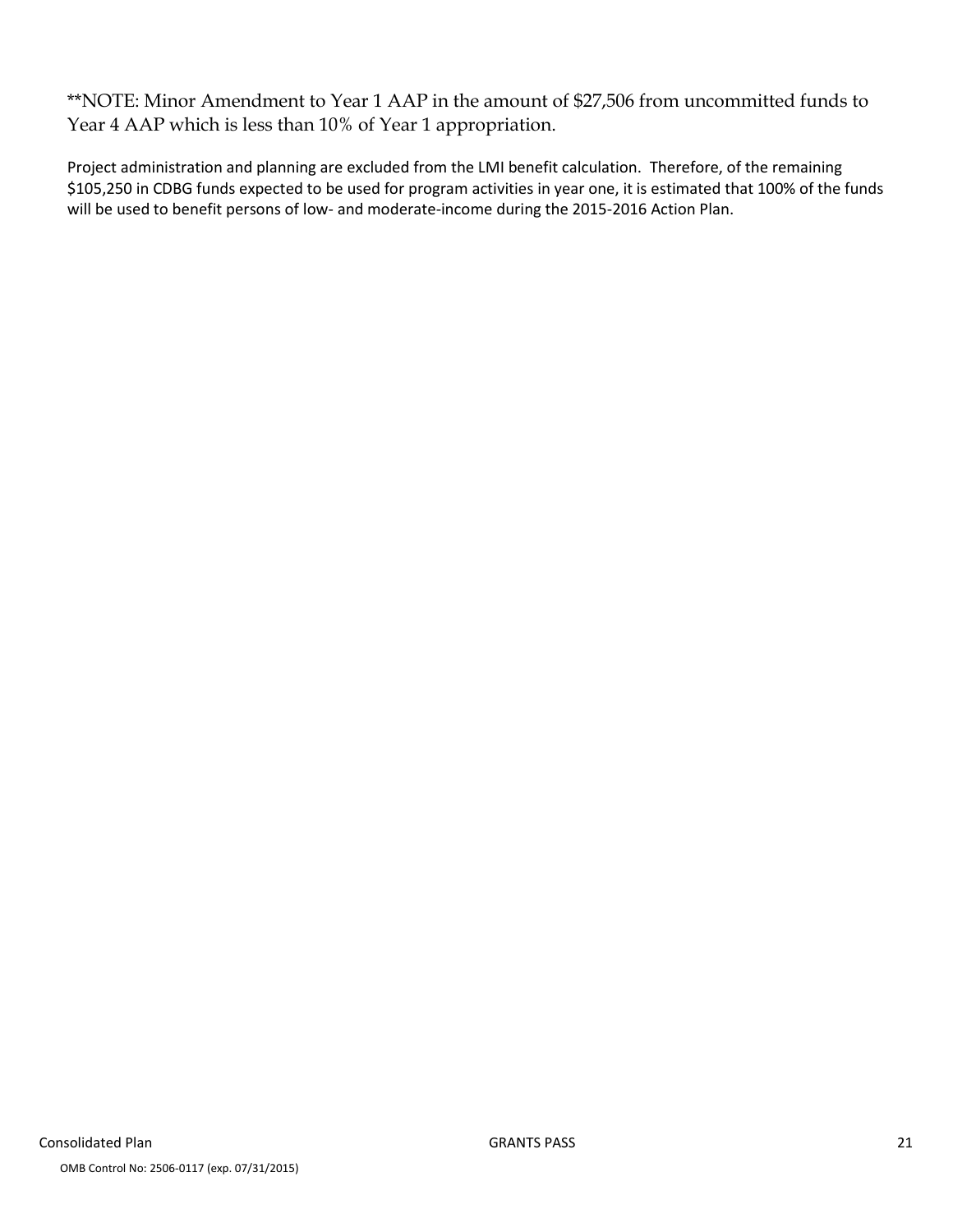**NOTE: Minor Amendment to Year 1 AAP in the amount of $27,506 from uncommitted funds to Year 4 AAP which is less than 10% of Year 1 appropriation.

Project administration and planning are excluded from the LMI benefit calculation. Therefore, of the remaining $105,250 in CDBG funds expected to be used for program activities in year one, it is estimated that 100% of the funds will be used to benefit persons of low- and moderate-income during the 2015-2016 Action Plan.